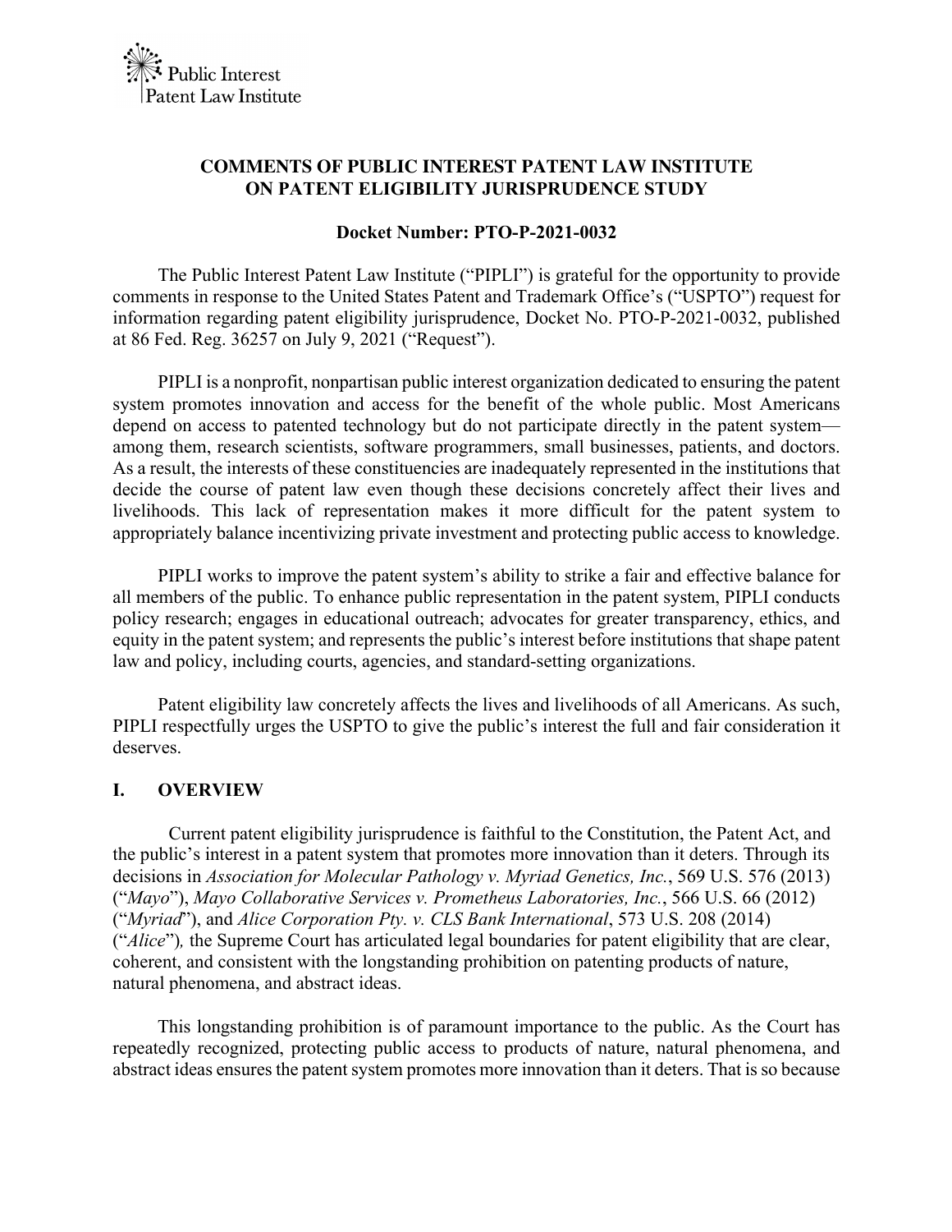Public Interest Patent Law Institute

**COMMENTS OF PUBLIC INTEREST PATENT LAW INSTITUTE ON PATENT ELIGIBILITY JURISPRUDENCE STUDY**

**Docket Number: PTO-P-2021-0032**

The Public Interest Patent Law Institute ("PIPLI") is grateful for the opportunity to provide comments in response to the United States Patent and Trademark Office's ("USPTO") request for information regarding patent eligibility jurisprudence, Docket No. PTO-P-2021-0032, published at 86 Fed. Reg. 36257 on July 9, 2021 ("Request").

PIPLI is a nonprofit, nonpartisan public interest organization dedicated to ensuring the patent system promotes innovation and access for the benefit of the whole public. Most Americans depend on access to patented technology but do not participate directly in the patent system—among them, research scientists, software programmers, small businesses, patients, and doctors. As a result, the interests of these constituencies are inadequately represented in the institutions that decide the course of patent law even though these decisions concretely affect their lives and livelihoods. This lack of representation makes it more difficult for the patent system to appropriately balance incentivizing private investment and protecting public access to knowledge.

PIPLI works to improve the patent system's ability to strike a fair and effective balance for all members of the public. To enhance public representation in the patent system, PIPLI conducts policy research; engages in educational outreach; advocates for greater transparency, ethics, and equity in the patent system; and represents the public's interest before institutions that shape patent law and policy, including courts, agencies, and standard-setting organizations.

Patent eligibility law concretely affects the lives and livelihoods of all Americans. As such, PIPLI respectfully urges the USPTO to give the public's interest the full and fair consideration it deserves.

## I. OVERVIEW

Current patent eligibility jurisprudence is faithful to the Constitution, the Patent Act, and the public's interest in a patent system that promotes more innovation than it deters. Through its decisions in *Association for Molecular Pathology v. Myriad Genetics, Inc.*, 569 U.S. 576 (2013) ("*Mayo*"), *Mayo Collaborative Services v. Prometheus Laboratories, Inc.*, 566 U.S. 66 (2012) ("*Myriad*"), and *Alice Corporation Pty. v. CLS Bank International*, 573 U.S. 208 (2014) ("*Alice*"), the Supreme Court has articulated legal boundaries for patent eligibility that are clear, coherent, and consistent with the longstanding prohibition on patenting products of nature, natural phenomena, and abstract ideas.

This longstanding prohibition is of paramount importance to the public. As the Court has repeatedly recognized, protecting public access to products of nature, natural phenomena, and abstract ideas ensures the patent system promotes more innovation than it deters. That is so because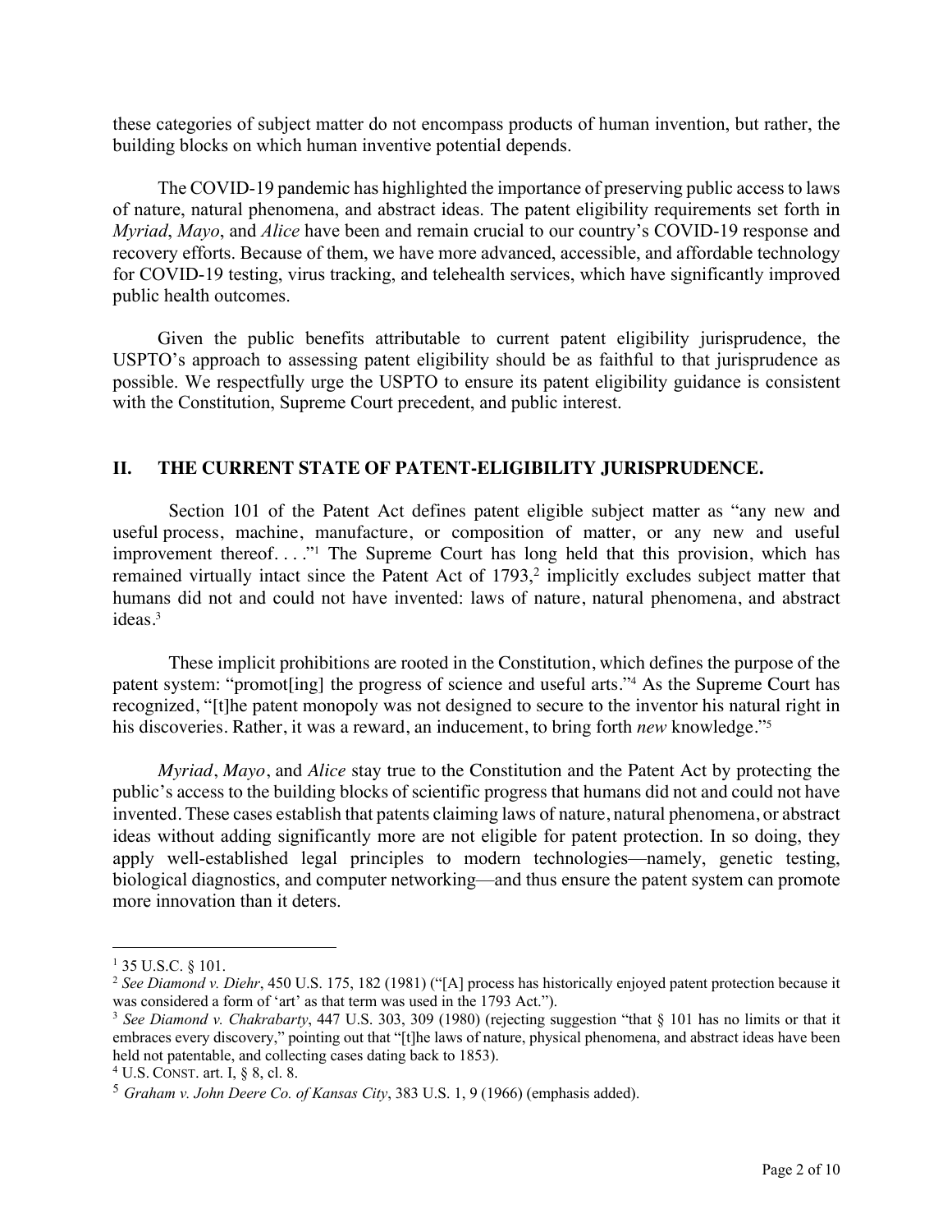these categories of subject matter do not encompass products of human invention, but rather, the building blocks on which human inventive potential depends.

The COVID-19 pandemic has highlighted the importance of preserving public access to laws of nature, natural phenomena, and abstract ideas. The patent eligibility requirements set forth in *Myriad*, *Mayo*, and *Alice* have been and remain crucial to our country's COVID-19 response and recovery efforts. Because of them, we have more advanced, accessible, and affordable technology for COVID-19 testing, virus tracking, and telehealth services, which have significantly improved public health outcomes.

Given the public benefits attributable to current patent eligibility jurisprudence, the USPTO's approach to assessing patent eligibility should be as faithful to that jurisprudence as possible. We respectfully urge the USPTO to ensure its patent eligibility guidance is consistent with the Constitution, Supreme Court precedent, and public interest.

## II. THE CURRENT STATE OF PATENT-ELIGIBILITY JURISPRUDENCE.

Section 101 of the Patent Act defines patent eligible subject matter as "any new and useful process, machine, manufacture, or composition of matter, or any new and useful improvement thereof. . . ."[1] The Supreme Court has long held that this provision, which has remained virtually intact since the Patent Act of 1793,[2] implicitly excludes subject matter that humans did not and could not have invented: laws of nature, natural phenomena, and abstract ideas.[3]

These implicit prohibitions are rooted in the Constitution, which defines the purpose of the patent system: "promot[ing] the progress of science and useful arts."[4] As the Supreme Court has recognized, "[t]he patent monopoly was not designed to secure to the inventor his natural right in his discoveries. Rather, it was a reward, an inducement, to bring forth *new* knowledge."[5]

*Myriad*, *Mayo*, and *Alice* stay true to the Constitution and the Patent Act by protecting the public's access to the building blocks of scientific progress that humans did not and could not have invented. These cases establish that patents claiming laws of nature, natural phenomena, or abstract ideas without adding significantly more are not eligible for patent protection. In so doing, they apply well-established legal principles to modern technologies—namely, genetic testing, biological diagnostics, and computer networking—and thus ensure the patent system can promote more innovation than it deters.

---

[1] 35 U.S.C. § 101.

[2] *See Diamond v. Diehr*, 450 U.S. 175, 182 (1981) ("[A] process has historically enjoyed patent protection because it was considered a form of 'art' as that term was used in the 1793 Act.").

[3] *See Diamond v. Chakrabarty*, 447 U.S. 303, 309 (1980) (rejecting suggestion "that § 101 has no limits or that it embraces every discovery," pointing out that "[t]he laws of nature, physical phenomena, and abstract ideas have been held not patentable, and collecting cases dating back to 1853).

[4] U.S. CONST. art. I, § 8, cl. 8.

[5] *Graham v. John Deere Co. of Kansas City*, 383 U.S. 1, 9 (1966) (emphasis added).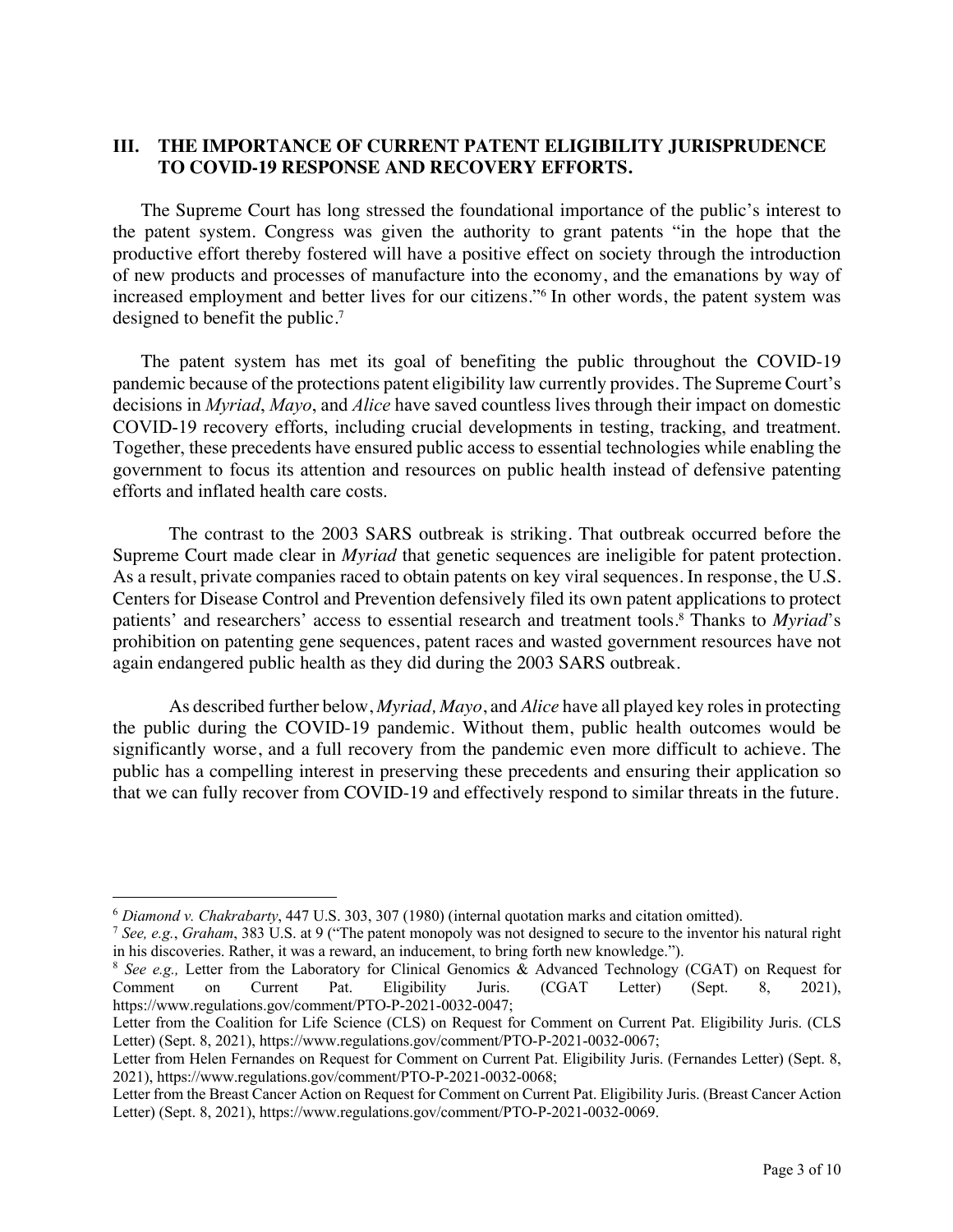## III. THE IMPORTANCE OF CURRENT PATENT ELIGIBILITY JURISPRUDENCE TO COVID-19 RESPONSE AND RECOVERY EFFORTS.

The Supreme Court has long stressed the foundational importance of the public's interest to the patent system. Congress was given the authority to grant patents "in the hope that the productive effort thereby fostered will have a positive effect on society through the introduction of new products and processes of manufacture into the economy, and the emanations by way of increased employment and better lives for our citizens."[6] In other words, the patent system was designed to benefit the public.[7]

The patent system has met its goal of benefiting the public throughout the COVID-19 pandemic because of the protections patent eligibility law currently provides. The Supreme Court's decisions in *Myriad*, *Mayo*, and *Alice* have saved countless lives through their impact on domestic COVID-19 recovery efforts, including crucial developments in testing, tracking, and treatment. Together, these precedents have ensured public access to essential technologies while enabling the government to focus its attention and resources on public health instead of defensive patenting efforts and inflated health care costs.

The contrast to the 2003 SARS outbreak is striking. That outbreak occurred before the Supreme Court made clear in *Myriad* that genetic sequences are ineligible for patent protection. As a result, private companies raced to obtain patents on key viral sequences. In response, the U.S. Centers for Disease Control and Prevention defensively filed its own patent applications to protect patients' and researchers' access to essential research and treatment tools.[8] Thanks to *Myriad*'s prohibition on patenting gene sequences, patent races and wasted government resources have not again endangered public health as they did during the 2003 SARS outbreak.

As described further below, *Myriad, Mayo*, and *Alice* have all played key roles in protecting the public during the COVID-19 pandemic. Without them, public health outcomes would be significantly worse, and a full recovery from the pandemic even more difficult to achieve. The public has a compelling interest in preserving these precedents and ensuring their application so that we can fully recover from COVID-19 and effectively respond to similar threats in the future.

---

[6] *Diamond v. Chakrabarty*, 447 U.S. 303, 307 (1980) (internal quotation marks and citation omitted).

[7] *See, e.g.*, *Graham*, 383 U.S. at 9 ("The patent monopoly was not designed to secure to the inventor his natural right in his discoveries. Rather, it was a reward, an inducement, to bring forth new knowledge.").

[8] *See e.g.,* Letter from the Laboratory for Clinical Genomics & Advanced Technology (CGAT) on Request for Comment on Current Pat. Eligibility Juris. (CGAT Letter) (Sept. 8, 2021), https://www.regulations.gov/comment/PTO-P-2021-0032-0047;
Letter from the Coalition for Life Science (CLS) on Request for Comment on Current Pat. Eligibility Juris. (CLS Letter) (Sept. 8, 2021), https://www.regulations.gov/comment/PTO-P-2021-0032-0067;
Letter from Helen Fernandes on Request for Comment on Current Pat. Eligibility Juris. (Fernandes Letter) (Sept. 8, 2021), https://www.regulations.gov/comment/PTO-P-2021-0032-0068;
Letter from the Breast Cancer Action on Request for Comment on Current Pat. Eligibility Juris. (Breast Cancer Action Letter) (Sept. 8, 2021), https://www.regulations.gov/comment/PTO-P-2021-0032-0069.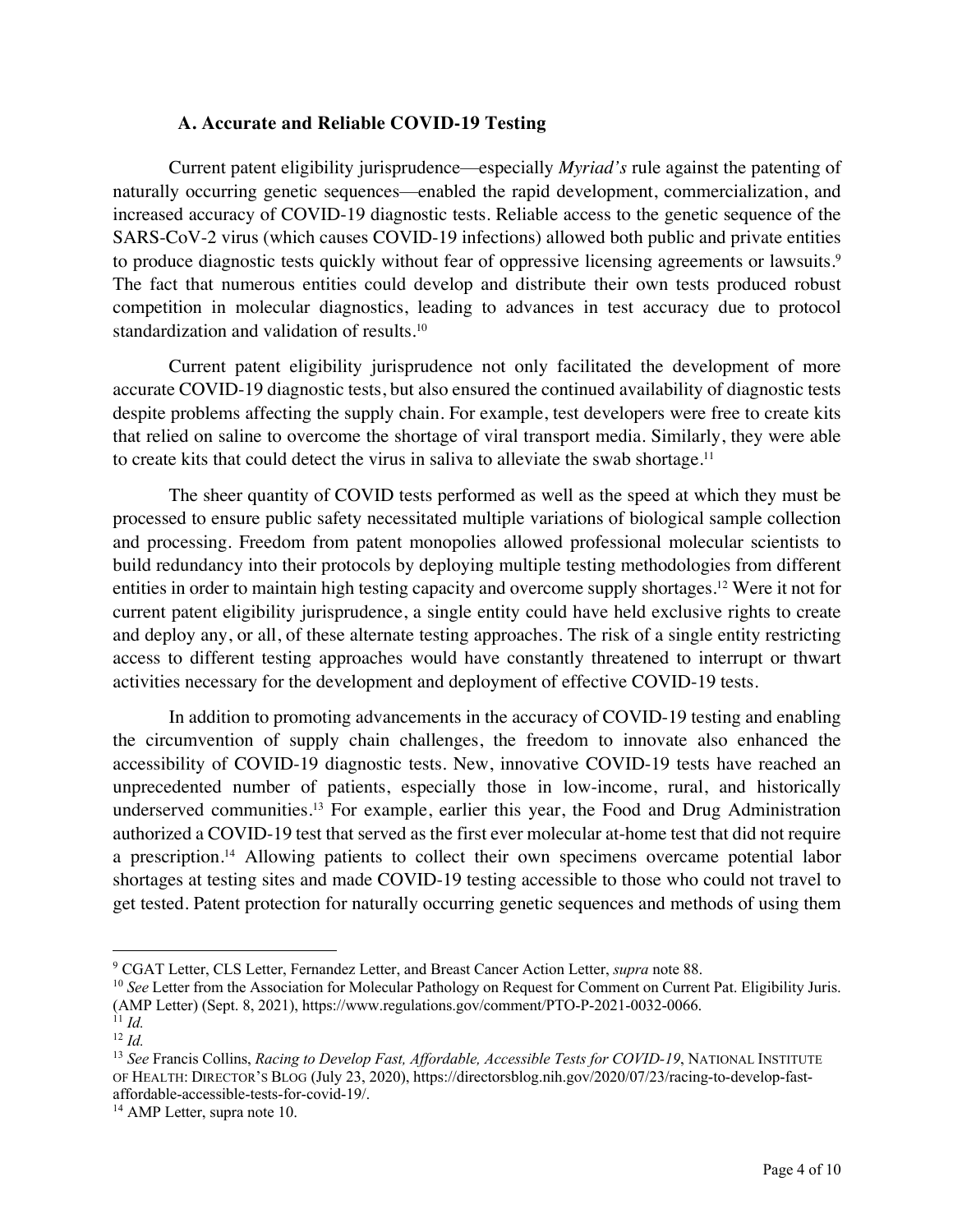### A. Accurate and Reliable COVID-19 Testing

Current patent eligibility jurisprudence—especially *Myriad's* rule against the patenting of naturally occurring genetic sequences—enabled the rapid development, commercialization, and increased accuracy of COVID-19 diagnostic tests. Reliable access to the genetic sequence of the SARS-CoV-2 virus (which causes COVID-19 infections) allowed both public and private entities to produce diagnostic tests quickly without fear of oppressive licensing agreements or lawsuits.[9] The fact that numerous entities could develop and distribute their own tests produced robust competition in molecular diagnostics, leading to advances in test accuracy due to protocol standardization and validation of results.[10]

Current patent eligibility jurisprudence not only facilitated the development of more accurate COVID-19 diagnostic tests, but also ensured the continued availability of diagnostic tests despite problems affecting the supply chain. For example, test developers were free to create kits that relied on saline to overcome the shortage of viral transport media. Similarly, they were able to create kits that could detect the virus in saliva to alleviate the swab shortage.[11]

The sheer quantity of COVID tests performed as well as the speed at which they must be processed to ensure public safety necessitated multiple variations of biological sample collection and processing. Freedom from patent monopolies allowed professional molecular scientists to build redundancy into their protocols by deploying multiple testing methodologies from different entities in order to maintain high testing capacity and overcome supply shortages.[12] Were it not for current patent eligibility jurisprudence, a single entity could have held exclusive rights to create and deploy any, or all, of these alternate testing approaches. The risk of a single entity restricting access to different testing approaches would have constantly threatened to interrupt or thwart activities necessary for the development and deployment of effective COVID-19 tests.

In addition to promoting advancements in the accuracy of COVID-19 testing and enabling the circumvention of supply chain challenges, the freedom to innovate also enhanced the accessibility of COVID-19 diagnostic tests. New, innovative COVID-19 tests have reached an unprecedented number of patients, especially those in low-income, rural, and historically underserved communities.[13] For example, earlier this year, the Food and Drug Administration authorized a COVID-19 test that served as the first ever molecular at-home test that did not require a prescription.[14] Allowing patients to collect their own specimens overcame potential labor shortages at testing sites and made COVID-19 testing accessible to those who could not travel to get tested. Patent protection for naturally occurring genetic sequences and methods of using them

---

[9] CGAT Letter, CLS Letter, Fernandez Letter, and Breast Cancer Action Letter, *supra* note 88.

[10] *See* Letter from the Association for Molecular Pathology on Request for Comment on Current Pat. Eligibility Juris. (AMP Letter) (Sept. 8, 2021), https://www.regulations.gov/comment/PTO-P-2021-0032-0066.

[11] *Id.*

[12] *Id.*

[13] *See* Francis Collins, *Racing to Develop Fast, Affordable, Accessible Tests for COVID-19*, NATIONAL INSTITUTE OF HEALTH: DIRECTOR'S BLOG (July 23, 2020), https://directorsblog.nih.gov/2020/07/23/racing-to-develop-fast-affordable-accessible-tests-for-covid-19/.

[14] AMP Letter, supra note 10.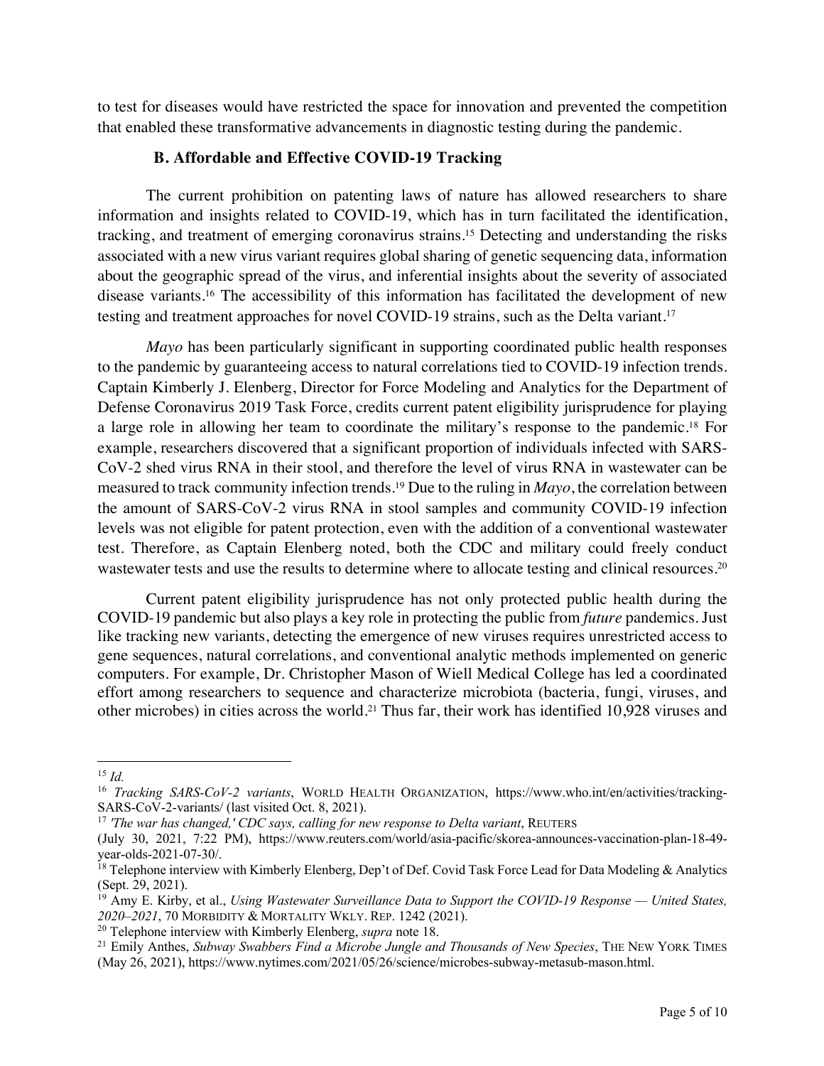to test for diseases would have restricted the space for innovation and prevented the competition that enabled these transformative advancements in diagnostic testing during the pandemic.

### B. Affordable and Effective COVID-19 Tracking

The current prohibition on patenting laws of nature has allowed researchers to share information and insights related to COVID-19, which has in turn facilitated the identification, tracking, and treatment of emerging coronavirus strains.[15] Detecting and understanding the risks associated with a new virus variant requires global sharing of genetic sequencing data, information about the geographic spread of the virus, and inferential insights about the severity of associated disease variants.[16] The accessibility of this information has facilitated the development of new testing and treatment approaches for novel COVID-19 strains, such as the Delta variant.[17]

*Mayo* has been particularly significant in supporting coordinated public health responses to the pandemic by guaranteeing access to natural correlations tied to COVID-19 infection trends. Captain Kimberly J. Elenberg, Director for Force Modeling and Analytics for the Department of Defense Coronavirus 2019 Task Force, credits current patent eligibility jurisprudence for playing a large role in allowing her team to coordinate the military's response to the pandemic.[18] For example, researchers discovered that a significant proportion of individuals infected with SARS-CoV-2 shed virus RNA in their stool, and therefore the level of virus RNA in wastewater can be measured to track community infection trends.[19] Due to the ruling in *Mayo*, the correlation between the amount of SARS-CoV-2 virus RNA in stool samples and community COVID-19 infection levels was not eligible for patent protection, even with the addition of a conventional wastewater test. Therefore, as Captain Elenberg noted, both the CDC and military could freely conduct wastewater tests and use the results to determine where to allocate testing and clinical resources.[20]

Current patent eligibility jurisprudence has not only protected public health during the COVID-19 pandemic but also plays a key role in protecting the public from *future* pandemics. Just like tracking new variants, detecting the emergence of new viruses requires unrestricted access to gene sequences, natural correlations, and conventional analytic methods implemented on generic computers. For example, Dr. Christopher Mason of Wiell Medical College has led a coordinated effort among researchers to sequence and characterize microbiota (bacteria, fungi, viruses, and other microbes) in cities across the world.[21] Thus far, their work has identified 10,928 viruses and

---

[15] *Id.*

[16] *Tracking SARS-CoV-2 variants*, WORLD HEALTH ORGANIZATION, https://www.who.int/en/activities/tracking-SARS-CoV-2-variants/ (last visited Oct. 8, 2021).

[17] *'The war has changed,' CDC says, calling for new response to Delta variant*, REUTERS (July 30, 2021, 7:22 PM), https://www.reuters.com/world/asia-pacific/skorea-announces-vaccination-plan-18-49-year-olds-2021-07-30/.

[18] Telephone interview with Kimberly Elenberg, Dep't of Def. Covid Task Force Lead for Data Modeling & Analytics (Sept. 29, 2021).

[19] Amy E. Kirby, et al., *Using Wastewater Surveillance Data to Support the COVID-19 Response — United States, 2020–2021*, 70 MORBIDITY & MORTALITY WKLY. REP. 1242 (2021).

[20] Telephone interview with Kimberly Elenberg, *supra* note 18.

[21] Emily Anthes, *Subway Swabbers Find a Microbe Jungle and Thousands of New Species*, THE NEW YORK TIMES (May 26, 2021), https://www.nytimes.com/2021/05/26/science/microbes-subway-metasub-mason.html.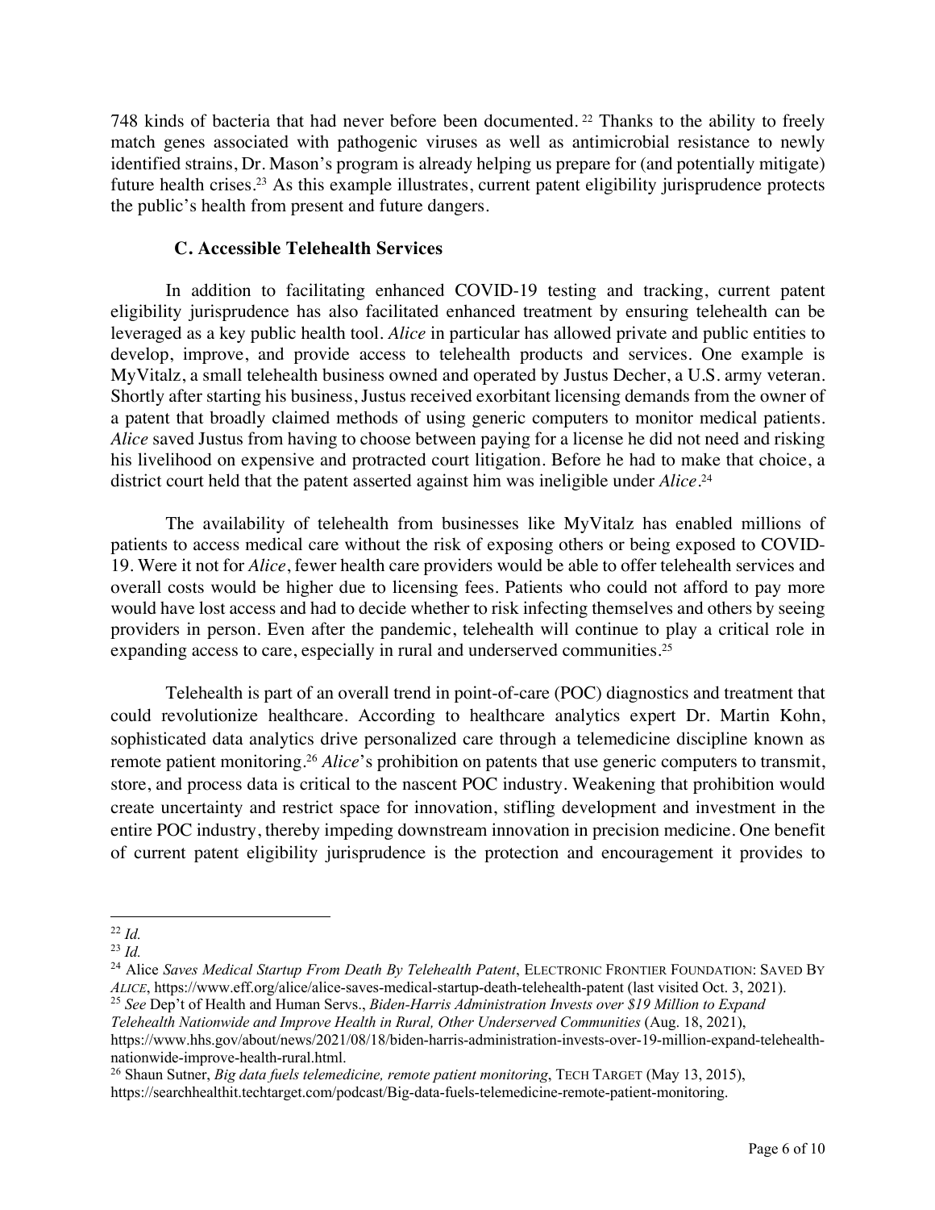748 kinds of bacteria that had never before been documented.[22] Thanks to the ability to freely match genes associated with pathogenic viruses as well as antimicrobial resistance to newly identified strains, Dr. Mason's program is already helping us prepare for (and potentially mitigate) future health crises.[23] As this example illustrates, current patent eligibility jurisprudence protects the public's health from present and future dangers.

### C. Accessible Telehealth Services

In addition to facilitating enhanced COVID-19 testing and tracking, current patent eligibility jurisprudence has also facilitated enhanced treatment by ensuring telehealth can be leveraged as a key public health tool. *Alice* in particular has allowed private and public entities to develop, improve, and provide access to telehealth products and services. One example is MyVitalz, a small telehealth business owned and operated by Justus Decher, a U.S. army veteran. Shortly after starting his business, Justus received exorbitant licensing demands from the owner of a patent that broadly claimed methods of using generic computers to monitor medical patients. *Alice* saved Justus from having to choose between paying for a license he did not need and risking his livelihood on expensive and protracted court litigation. Before he had to make that choice, a district court held that the patent asserted against him was ineligible under *Alice*.[24]

The availability of telehealth from businesses like MyVitalz has enabled millions of patients to access medical care without the risk of exposing others or being exposed to COVID-19. Were it not for *Alice*, fewer health care providers would be able to offer telehealth services and overall costs would be higher due to licensing fees. Patients who could not afford to pay more would have lost access and had to decide whether to risk infecting themselves and others by seeing providers in person. Even after the pandemic, telehealth will continue to play a critical role in expanding access to care, especially in rural and underserved communities.[25]

Telehealth is part of an overall trend in point-of-care (POC) diagnostics and treatment that could revolutionize healthcare. According to healthcare analytics expert Dr. Martin Kohn, sophisticated data analytics drive personalized care through a telemedicine discipline known as remote patient monitoring.[26] *Alice*'s prohibition on patents that use generic computers to transmit, store, and process data is critical to the nascent POC industry. Weakening that prohibition would create uncertainty and restrict space for innovation, stifling development and investment in the entire POC industry, thereby impeding downstream innovation in precision medicine. One benefit of current patent eligibility jurisprudence is the protection and encouragement it provides to

---

[22] *Id.*

[23] *Id.*

[24] Alice *Saves Medical Startup From Death By Telehealth Patent*, ELECTRONIC FRONTIER FOUNDATION: SAVED BY *ALICE*, https://www.eff.org/alice/alice-saves-medical-startup-death-telehealth-patent (last visited Oct. 3, 2021).

[25] *See* Dep't of Health and Human Servs., *Biden-Harris Administration Invests over $19 Million to Expand Telehealth Nationwide and Improve Health in Rural, Other Underserved Communities* (Aug. 18, 2021), https://www.hhs.gov/about/news/2021/08/18/biden-harris-administration-invests-over-19-million-expand-telehealth-nationwide-improve-health-rural.html.

[26] Shaun Sutner, *Big data fuels telemedicine, remote patient monitoring*, TECH TARGET (May 13, 2015), https://searchhealthit.techtarget.com/podcast/Big-data-fuels-telemedicine-remote-patient-monitoring.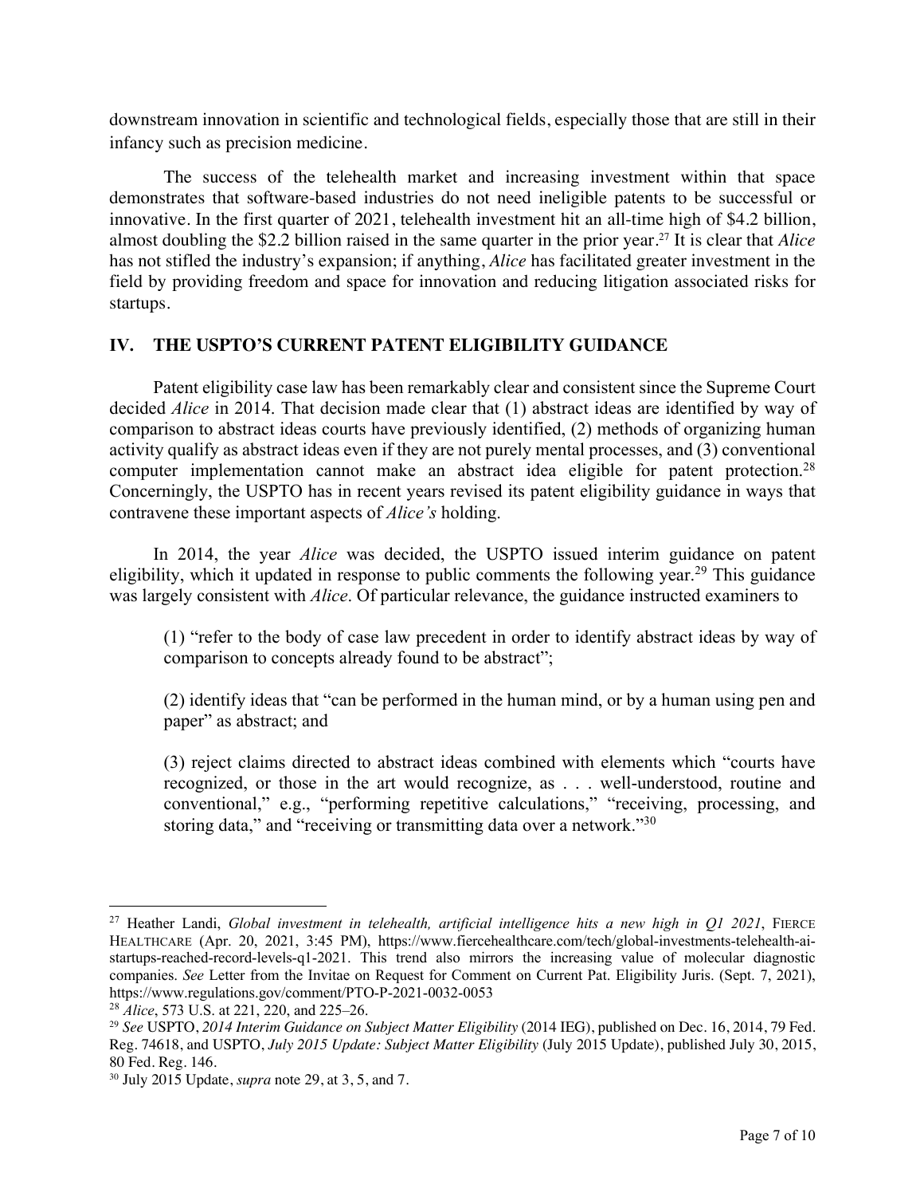downstream innovation in scientific and technological fields, especially those that are still in their infancy such as precision medicine.

The success of the telehealth market and increasing investment within that space demonstrates that software-based industries do not need ineligible patents to be successful or innovative. In the first quarter of 2021, telehealth investment hit an all-time high of $4.2 billion, almost doubling the $2.2 billion raised in the same quarter in the prior year.[27] It is clear that *Alice* has not stifled the industry's expansion; if anything, *Alice* has facilitated greater investment in the field by providing freedom and space for innovation and reducing litigation associated risks for startups.

## IV. THE USPTO'S CURRENT PATENT ELIGIBILITY GUIDANCE

Patent eligibility case law has been remarkably clear and consistent since the Supreme Court decided *Alice* in 2014. That decision made clear that (1) abstract ideas are identified by way of comparison to abstract ideas courts have previously identified, (2) methods of organizing human activity qualify as abstract ideas even if they are not purely mental processes, and (3) conventional computer implementation cannot make an abstract idea eligible for patent protection.[28] Concerningly, the USPTO has in recent years revised its patent eligibility guidance in ways that contravene these important aspects of *Alice's* holding.

In 2014, the year *Alice* was decided, the USPTO issued interim guidance on patent eligibility, which it updated in response to public comments the following year.[29] This guidance was largely consistent with *Alice*. Of particular relevance, the guidance instructed examiners to

> (1) "refer to the body of case law precedent in order to identify abstract ideas by way of comparison to concepts already found to be abstract";
>
> (2) identify ideas that "can be performed in the human mind, or by a human using pen and paper" as abstract; and
>
> (3) reject claims directed to abstract ideas combined with elements which "courts have recognized, or those in the art would recognize, as . . . well-understood, routine and conventional," e.g., "performing repetitive calculations," "receiving, processing, and storing data," and "receiving or transmitting data over a network."[30]

---

[27] Heather Landi, *Global investment in telehealth, artificial intelligence hits a new high in Q1 2021*, FIERCE HEALTHCARE (Apr. 20, 2021, 3:45 PM), https://www.fiercehealthcare.com/tech/global-investments-telehealth-ai-startups-reached-record-levels-q1-2021. This trend also mirrors the increasing value of molecular diagnostic companies. *See* Letter from the Invitae on Request for Comment on Current Pat. Eligibility Juris. (Sept. 7, 2021), https://www.regulations.gov/comment/PTO-P-2021-0032-0053

[28] *Alice*, 573 U.S. at 221, 220, and 225–26.

[29] *See* USPTO, *2014 Interim Guidance on Subject Matter Eligibility* (2014 IEG), published on Dec. 16, 2014, 79 Fed. Reg. 74618, and USPTO, *July 2015 Update: Subject Matter Eligibility* (July 2015 Update), published July 30, 2015, 80 Fed. Reg. 146.

[30] July 2015 Update, *supra* note 29, at 3, 5, and 7.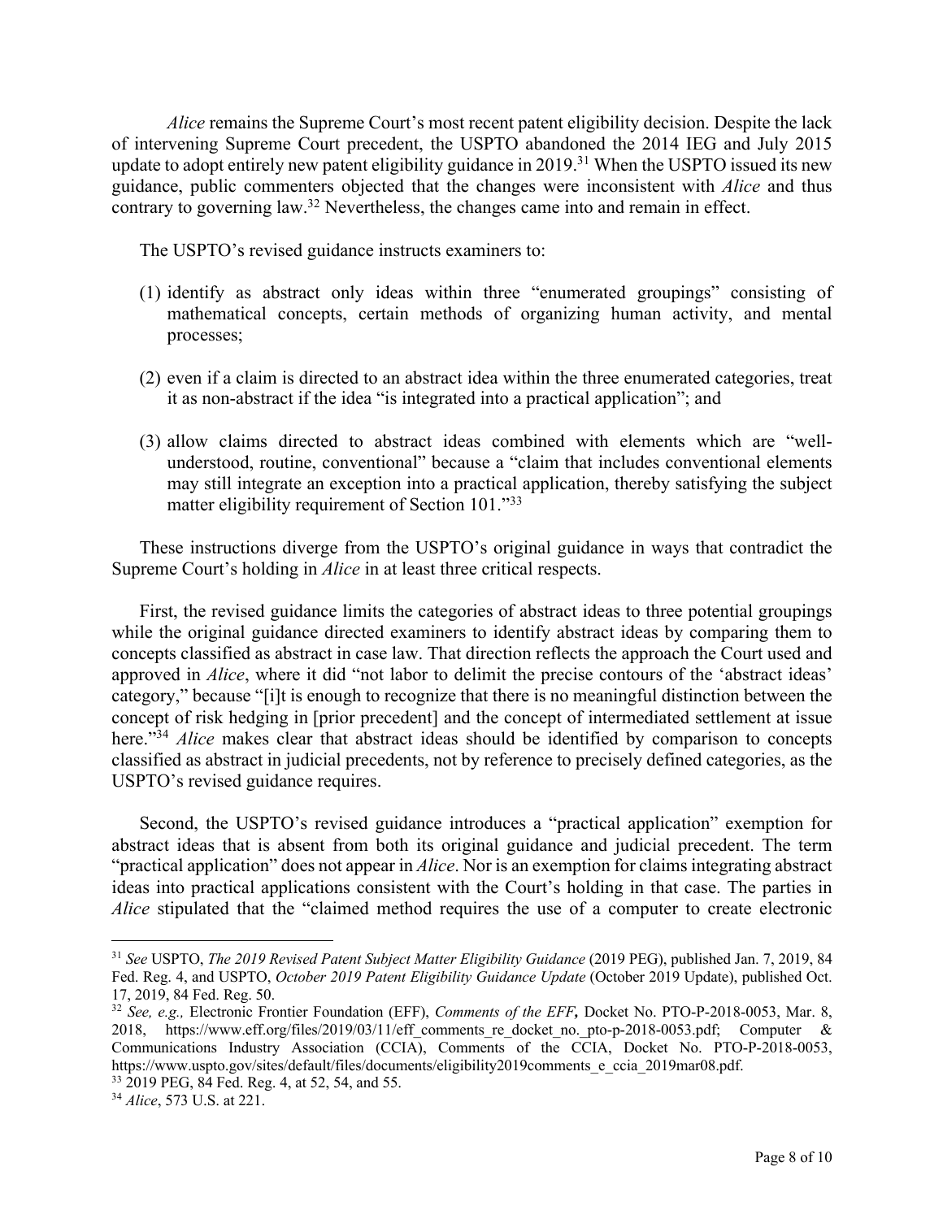*Alice* remains the Supreme Court's most recent patent eligibility decision. Despite the lack of intervening Supreme Court precedent, the USPTO abandoned the 2014 IEG and July 2015 update to adopt entirely new patent eligibility guidance in 2019.[31] When the USPTO issued its new guidance, public commenters objected that the changes were inconsistent with *Alice* and thus contrary to governing law.[32] Nevertheless, the changes came into and remain in effect.

The USPTO's revised guidance instructs examiners to:

(1) identify as abstract only ideas within three "enumerated groupings" consisting of mathematical concepts, certain methods of organizing human activity, and mental processes;

(2) even if a claim is directed to an abstract idea within the three enumerated categories, treat it as non-abstract if the idea "is integrated into a practical application"; and

(3) allow claims directed to abstract ideas combined with elements which are "well-understood, routine, conventional" because a "claim that includes conventional elements may still integrate an exception into a practical application, thereby satisfying the subject matter eligibility requirement of Section 101."[33]

These instructions diverge from the USPTO's original guidance in ways that contradict the Supreme Court's holding in *Alice* in at least three critical respects.

First, the revised guidance limits the categories of abstract ideas to three potential groupings while the original guidance directed examiners to identify abstract ideas by comparing them to concepts classified as abstract in case law. That direction reflects the approach the Court used and approved in *Alice*, where it did "not labor to delimit the precise contours of the 'abstract ideas' category," because "[i]t is enough to recognize that there is no meaningful distinction between the concept of risk hedging in [prior precedent] and the concept of intermediated settlement at issue here."[34] *Alice* makes clear that abstract ideas should be identified by comparison to concepts classified as abstract in judicial precedents, not by reference to precisely defined categories, as the USPTO's revised guidance requires.

Second, the USPTO's revised guidance introduces a "practical application" exemption for abstract ideas that is absent from both its original guidance and judicial precedent. The term "practical application" does not appear in *Alice*. Nor is an exemption for claims integrating abstract ideas into practical applications consistent with the Court's holding in that case. The parties in *Alice* stipulated that the "claimed method requires the use of a computer to create electronic

---

[31] *See* USPTO, *The 2019 Revised Patent Subject Matter Eligibility Guidance* (2019 PEG), published Jan. 7, 2019, 84 Fed. Reg. 4, and USPTO, *October 2019 Patent Eligibility Guidance Update* (October 2019 Update), published Oct. 17, 2019, 84 Fed. Reg. 50.

[32] *See, e.g.,* Electronic Frontier Foundation (EFF), *Comments of the EFF,* Docket No. PTO-P-2018-0053, Mar. 8, 2018, https://www.eff.org/files/2019/03/11/eff_comments_re_docket_no._pto-p-2018-0053.pdf; Computer & Communications Industry Association (CCIA), Comments of the CCIA, Docket No. PTO-P-2018-0053, https://www.uspto.gov/sites/default/files/documents/eligibility2019comments_e_ccia_2019mar08.pdf.

[33] 2019 PEG, 84 Fed. Reg. 4, at 52, 54, and 55.

[34] *Alice*, 573 U.S. at 221.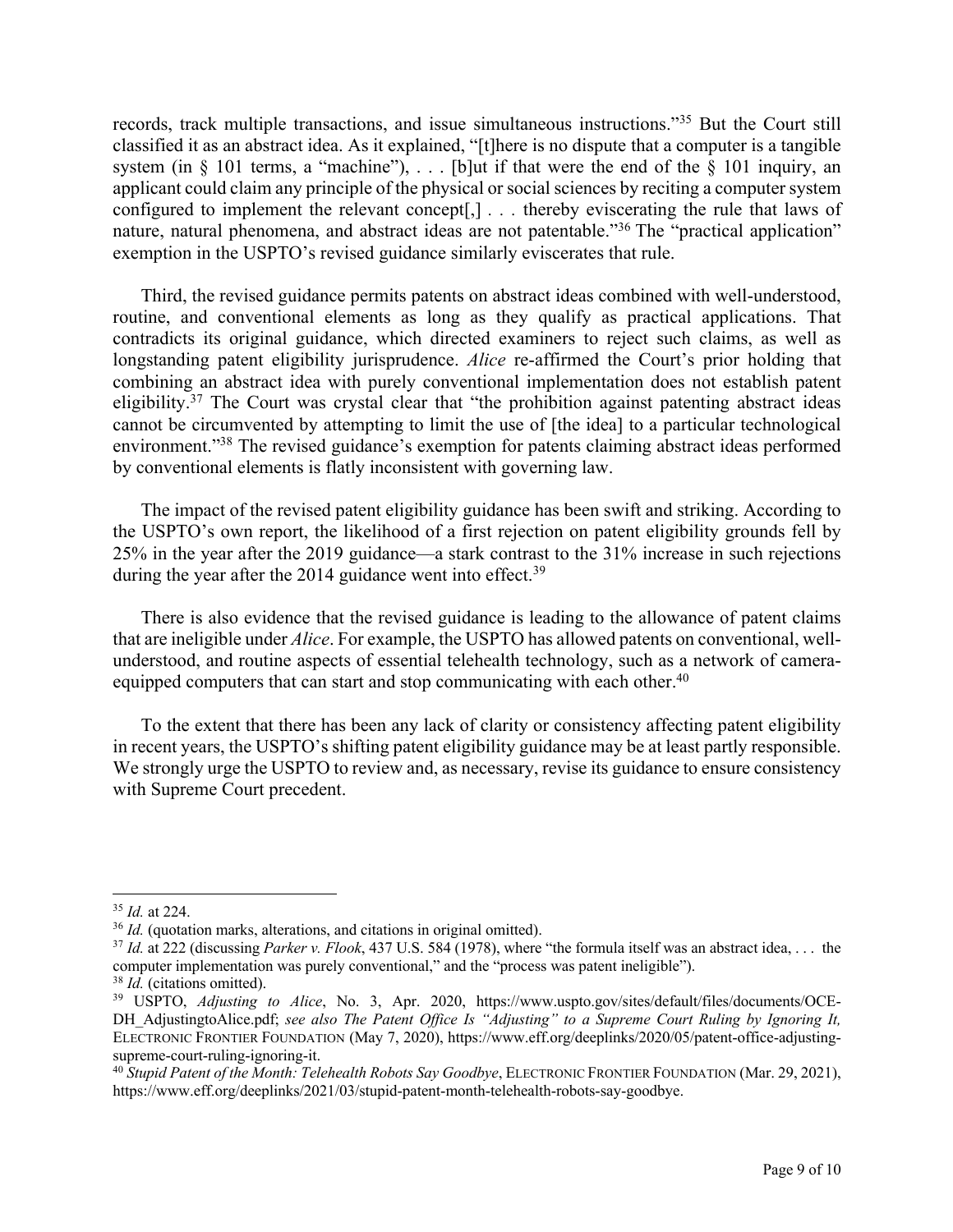records, track multiple transactions, and issue simultaneous instructions."[35] But the Court still classified it as an abstract idea. As it explained, "[t]here is no dispute that a computer is a tangible system (in § 101 terms, a "machine"), . . . [b]ut if that were the end of the § 101 inquiry, an applicant could claim any principle of the physical or social sciences by reciting a computer system configured to implement the relevant concept[,] . . . thereby eviscerating the rule that laws of nature, natural phenomena, and abstract ideas are not patentable."[36] The "practical application" exemption in the USPTO's revised guidance similarly eviscerates that rule.

Third, the revised guidance permits patents on abstract ideas combined with well-understood, routine, and conventional elements as long as they qualify as practical applications. That contradicts its original guidance, which directed examiners to reject such claims, as well as longstanding patent eligibility jurisprudence. *Alice* re-affirmed the Court's prior holding that combining an abstract idea with purely conventional implementation does not establish patent eligibility.[37] The Court was crystal clear that "the prohibition against patenting abstract ideas cannot be circumvented by attempting to limit the use of [the idea] to a particular technological environment."[38] The revised guidance's exemption for patents claiming abstract ideas performed by conventional elements is flatly inconsistent with governing law.

The impact of the revised patent eligibility guidance has been swift and striking. According to the USPTO's own report, the likelihood of a first rejection on patent eligibility grounds fell by 25% in the year after the 2019 guidance—a stark contrast to the 31% increase in such rejections during the year after the 2014 guidance went into effect.[39]

There is also evidence that the revised guidance is leading to the allowance of patent claims that are ineligible under *Alice*. For example, the USPTO has allowed patents on conventional, well-understood, and routine aspects of essential telehealth technology, such as a network of camera-equipped computers that can start and stop communicating with each other.[40]

To the extent that there has been any lack of clarity or consistency affecting patent eligibility in recent years, the USPTO's shifting patent eligibility guidance may be at least partly responsible. We strongly urge the USPTO to review and, as necessary, revise its guidance to ensure consistency with Supreme Court precedent.

---

[35] *Id.* at 224.

[36] *Id.* (quotation marks, alterations, and citations in original omitted).

[37] *Id.* at 222 (discussing *Parker v. Flook*, 437 U.S. 584 (1978), where "the formula itself was an abstract idea, . . . the computer implementation was purely conventional," and the "process was patent ineligible").

[38] *Id.* (citations omitted).

[39] USPTO, *Adjusting to Alice*, No. 3, Apr. 2020, https://www.uspto.gov/sites/default/files/documents/OCE-DH_AdjustingtoAlice.pdf; *see also The Patent Office Is "Adjusting" to a Supreme Court Ruling by Ignoring It,* ELECTRONIC FRONTIER FOUNDATION (May 7, 2020), https://www.eff.org/deeplinks/2020/05/patent-office-adjusting-supreme-court-ruling-ignoring-it.

[40] *Stupid Patent of the Month: Telehealth Robots Say Goodbye*, ELECTRONIC FRONTIER FOUNDATION (Mar. 29, 2021), https://www.eff.org/deeplinks/2021/03/stupid-patent-month-telehealth-robots-say-goodbye.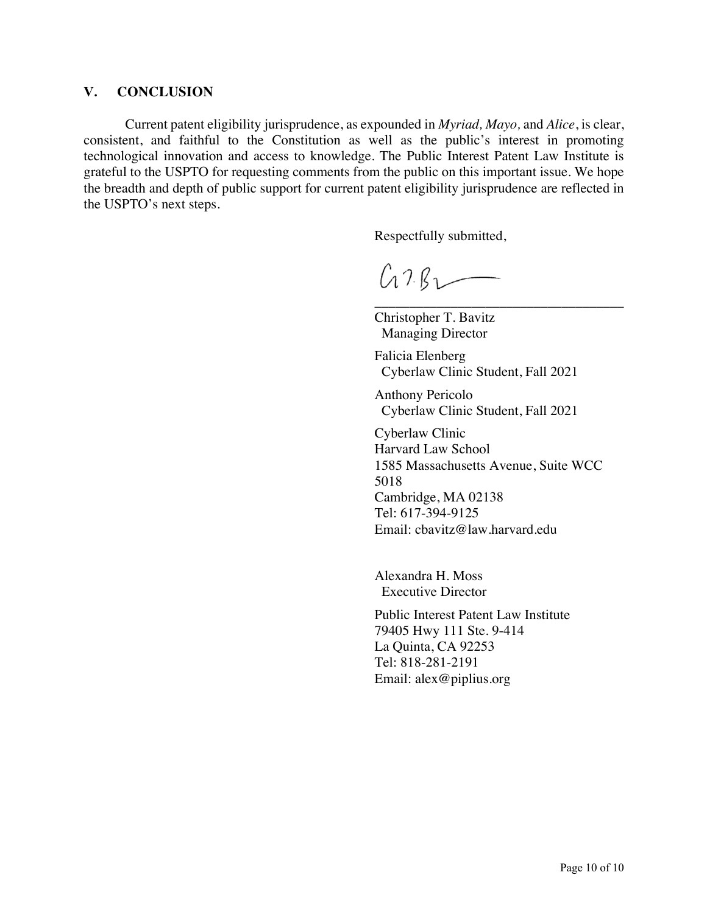## V. CONCLUSION

Current patent eligibility jurisprudence, as expounded in *Myriad, Mayo,* and *Alice*, is clear, consistent, and faithful to the Constitution as well as the public's interest in promoting technological innovation and access to knowledge. The Public Interest Patent Law Institute is grateful to the USPTO for requesting comments from the public on this important issue. We hope the breadth and depth of public support for current patent eligibility jurisprudence are reflected in the USPTO's next steps.

Respectfully submitted,

\_\_\_\_\_\_\_\_\_\_\_\_\_\_\_\_\_\_\_\_\_\_\_\_\_\_\_\_\_\_\_\_\_\_\_\_

Christopher T. Bavitz
Managing Director

Falicia Elenberg
Cyberlaw Clinic Student, Fall 2021

Anthony Pericolo
Cyberlaw Clinic Student, Fall 2021

Cyberlaw Clinic
Harvard Law School
1585 Massachusetts Avenue, Suite WCC 5018
Cambridge, MA 02138
Tel: 617-394-9125
Email: cbavitz@law.harvard.edu

Alexandra H. Moss
Executive Director

Public Interest Patent Law Institute
79405 Hwy 111 Ste. 9-414
La Quinta, CA 92253
Tel: 818-281-2191
Email: alex@piplius.org